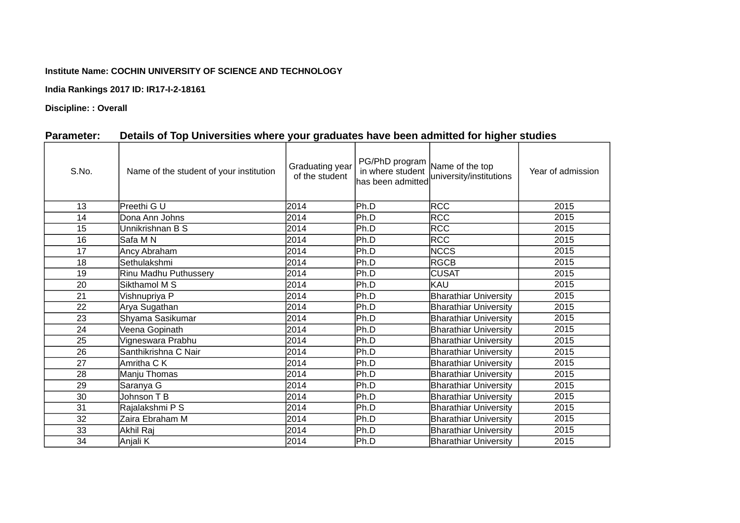**Institute Name: COCHIN UNIVERSITY OF SCIENCE AND TECHNOLOGY**

**India Rankings 2017 ID: IR17-I-2-18161**

**Discipline: : Overall**

**Parameter: Details of Top Universities where your graduates have been admitted for higher studies**

| S.No. | Name of the student of your institution | Graduating year of the student | PG/PhD program in where student has been admitted | Name of the top university/institutions | Year of admission |
|---|---|---|---|---|---|
| 13 | Preethi G U | 2014 | Ph.D | RCC | 2015 |
| 14 | Dona Ann Johns | 2014 | Ph.D | RCC | 2015 |
| 15 | Unnikrishnan B S | 2014 | Ph.D | RCC | 2015 |
| 16 | Safa M N | 2014 | Ph.D | RCC | 2015 |
| 17 | Ancy Abraham | 2014 | Ph.D | NCCS | 2015 |
| 18 | Sethulakshmi | 2014 | Ph.D | RGCB | 2015 |
| 19 | Rinu Madhu Puthussery | 2014 | Ph.D | CUSAT | 2015 |
| 20 | Sikthamol M S | 2014 | Ph.D | KAU | 2015 |
| 21 | Vishnupriya P | 2014 | Ph.D | Bharathiar University | 2015 |
| 22 | Arya Sugathan | 2014 | Ph.D | Bharathiar University | 2015 |
| 23 | Shyama Sasikumar | 2014 | Ph.D | Bharathiar University | 2015 |
| 24 | Veena Gopinath | 2014 | Ph.D | Bharathiar University | 2015 |
| 25 | Vigneswara Prabhu | 2014 | Ph.D | Bharathiar University | 2015 |
| 26 | Santhikrishna C Nair | 2014 | Ph.D | Bharathiar University | 2015 |
| 27 | Amritha C K | 2014 | Ph.D | Bharathiar University | 2015 |
| 28 | Manju Thomas | 2014 | Ph.D | Bharathiar University | 2015 |
| 29 | Saranya G | 2014 | Ph.D | Bharathiar University | 2015 |
| 30 | Johnson T B | 2014 | Ph.D | Bharathiar University | 2015 |
| 31 | Rajalakshmi P S | 2014 | Ph.D | Bharathiar University | 2015 |
| 32 | Zaira Ebraham M | 2014 | Ph.D | Bharathiar University | 2015 |
| 33 | Akhil Raj | 2014 | Ph.D | Bharathiar University | 2015 |
| 34 | Anjali K | 2014 | Ph.D | Bharathiar University | 2015 |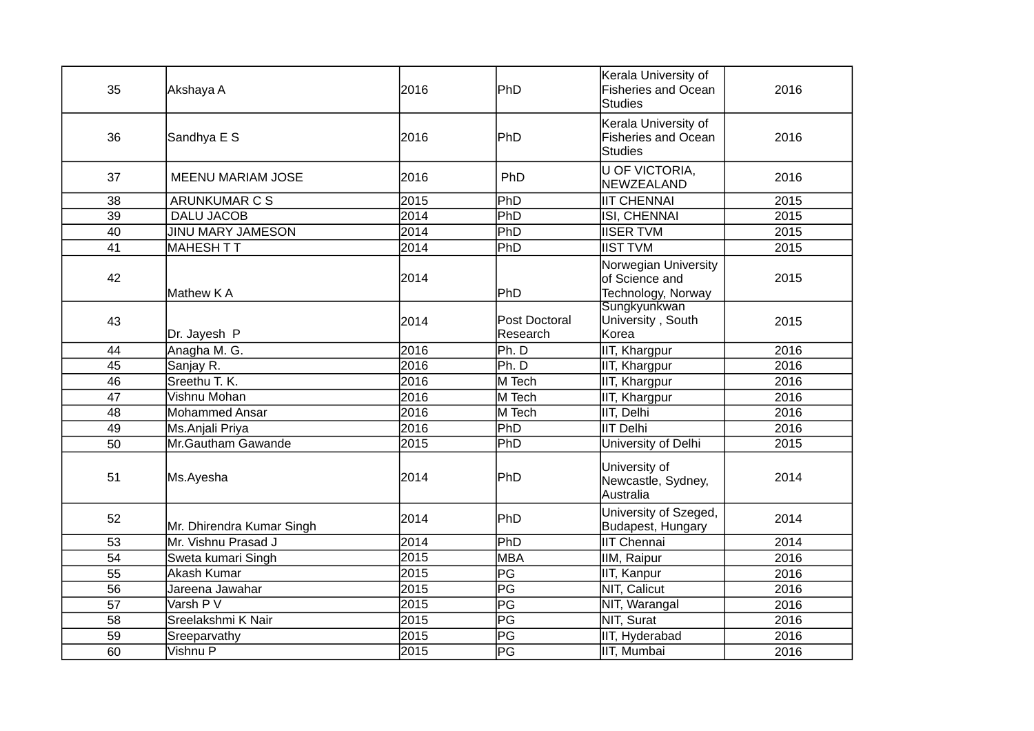| 35 | Akshaya A | 2016 | PhD | Kerala University of Fisheries and Ocean Studies | 2016 |
|---|---|---|---|---|---|
| 36 | Sandhya E S | 2016 | PhD | Kerala University of Fisheries and Ocean Studies | 2016 |
| 37 | MEENU MARIAM JOSE | 2016 | PhD | U OF VICTORIA, NEWZEALAND | 2016 |
| 38 | ARUNKUMAR C S | 2015 | PhD | IIT CHENNAI | 2015 |
| 39 | DALU JACOB | 2014 | PhD | ISI, CHENNAI | 2015 |
| 40 | JINU MARY JAMESON | 2014 | PhD | IISER TVM | 2015 |
| 41 | MAHESH T T | 2014 | PhD | IIST TVM | 2015 |
| 42 | Mathew K A | 2014 | PhD | Norwegian University of Science and Technology, Norway | 2015 |
| 43 | Dr. Jayesh P | 2014 | Post Doctoral Research | Sungkyunkwan University , South Korea | 2015 |
| 44 | Anagha M. G. | 2016 | Ph. D | IIT, Khargpur | 2016 |
| 45 | Sanjay R. | 2016 | Ph. D | IIT, Khargpur | 2016 |
| 46 | Sreethu T. K. | 2016 | M Tech | IIT, Khargpur | 2016 |
| 47 | Vishnu Mohan | 2016 | M Tech | IIT, Khargpur | 2016 |
| 48 | Mohammed Ansar | 2016 | M Tech | IIT, Delhi | 2016 |
| 49 | Ms.Anjali Priya | 2016 | PhD | IIT Delhi | 2016 |
| 50 | Mr.Gautham Gawande | 2015 | PhD | University of Delhi | 2015 |
| 51 | Ms.Ayesha | 2014 | PhD | University of Newcastle, Sydney, Australia | 2014 |
| 52 | Mr. Dhirendra Kumar Singh | 2014 | PhD | University of Szeged, Budapest, Hungary | 2014 |
| 53 | Mr. Vishnu Prasad J | 2014 | PhD | IIT Chennai | 2014 |
| 54 | Sweta kumari Singh | 2015 | MBA | IIM, Raipur | 2016 |
| 55 | Akash Kumar | 2015 | PG | IIT, Kanpur | 2016 |
| 56 | Jareena Jawahar | 2015 | PG | NIT, Calicut | 2016 |
| 57 | Varsh P V | 2015 | PG | NIT, Warangal | 2016 |
| 58 | Sreelakshmi K Nair | 2015 | PG | NIT, Surat | 2016 |
| 59 | Sreeparvathy | 2015 | PG | IIT, Hyderabad | 2016 |
| 60 | Vishnu P | 2015 | PG | IIT, Mumbai | 2016 |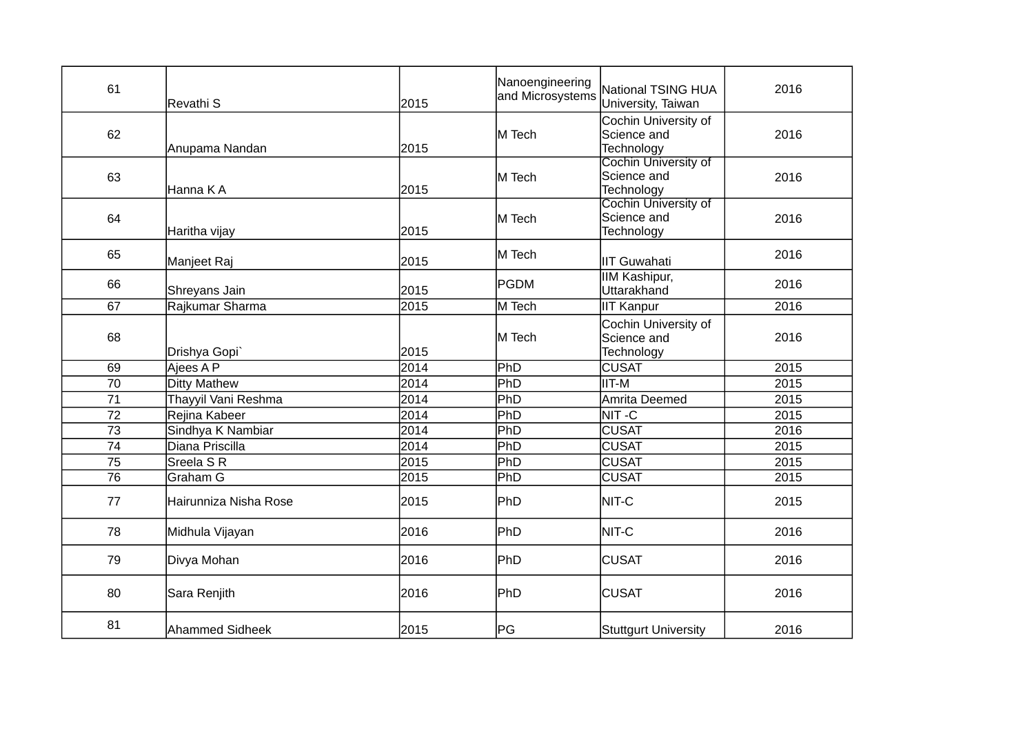| 61 | Revathi S | 2015 | Nanoengineering and Microsystems | National TSING HUA University, Taiwan | 2016 |
|---|---|---|---|---|---|
| 62 | Anupama Nandan | 2015 | M Tech | Cochin University of Science and Technology | 2016 |
| 63 | Hanna K A | 2015 | M Tech | Cochin University of Science and Technology | 2016 |
| 64 | Haritha vijay | 2015 | M Tech | Cochin University of Science and Technology | 2016 |
| 65 | Manjeet Raj | 2015 | M Tech | IIT Guwahati | 2016 |
| 66 | Shreyans Jain | 2015 | PGDM | IIM Kashipur, Uttarakhand | 2016 |
| 67 | Rajkumar Sharma | 2015 | M Tech | IIT Kanpur | 2016 |
| 68 | Drishya Gopi` | 2015 | M Tech | Cochin University of Science and Technology | 2016 |
| 69 | Ajees A P | 2014 | PhD | CUSAT | 2015 |
| 70 | Ditty Mathew | 2014 | PhD | IIT-M | 2015 |
| 71 | Thayyil Vani Reshma | 2014 | PhD | Amrita Deemed | 2015 |
| 72 | Rejina Kabeer | 2014 | PhD | NIT -C | 2015 |
| 73 | Sindhya K Nambiar | 2014 | PhD | CUSAT | 2016 |
| 74 | Diana Priscilla | 2014 | PhD | CUSAT | 2015 |
| 75 | Sreela S R | 2015 | PhD | CUSAT | 2015 |
| 76 | Graham G | 2015 | PhD | CUSAT | 2015 |
| 77 | Hairunniza Nisha Rose | 2015 | PhD | NIT-C | 2015 |
| 78 | Midhula Vijayan | 2016 | PhD | NIT-C | 2016 |
| 79 | Divya Mohan | 2016 | PhD | CUSAT | 2016 |
| 80 | Sara Renjith | 2016 | PhD | CUSAT | 2016 |
| 81 | Ahammed Sidheek | 2015 | PG | Stuttgurt University | 2016 |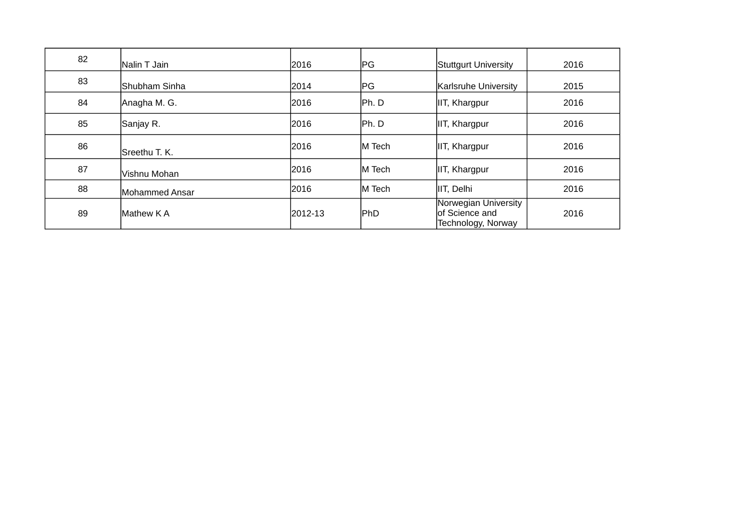| | | | | | |
|---|---|---|---|---|---|
| 82 | Nalin T Jain | 2016 | PG | Stuttgurt University | 2016 |
| 83 | Shubham Sinha | 2014 | PG | Karlsruhe University | 2015 |
| 84 | Anagha M. G. | 2016 | Ph. D | IIT, Khargpur | 2016 |
| 85 | Sanjay R. | 2016 | Ph. D | IIT, Khargpur | 2016 |
| 86 | Sreethu T. K. | 2016 | M Tech | IIT, Khargpur | 2016 |
| 87 | Vishnu Mohan | 2016 | M Tech | IIT, Khargpur | 2016 |
| 88 | Mohammed Ansar | 2016 | M Tech | IIT, Delhi | 2016 |
| 89 | Mathew K A | 2012-13 | PhD | Norwegian University of Science and Technology, Norway | 2016 |